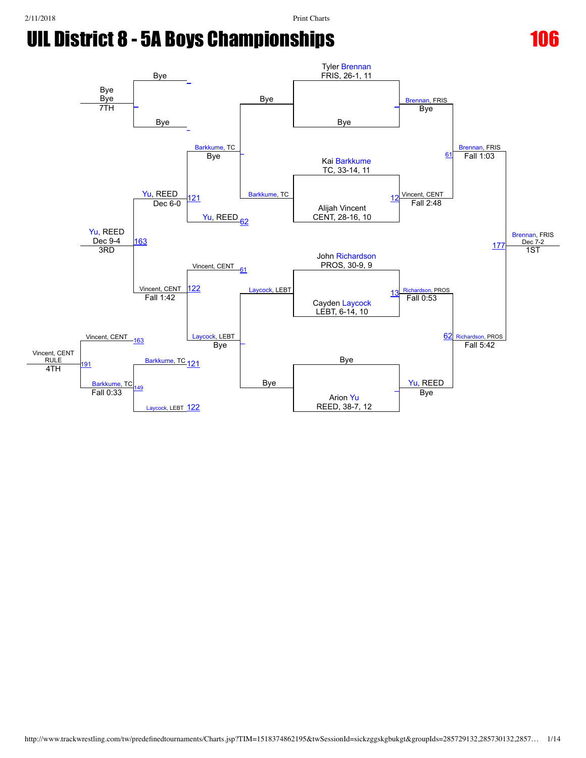# UIL District 8 - 5A Boys Championships

# 106

## Championship Bracket

**Seeded entries:**
- Tyler Brennan, FRIS, 26-1, 11 vs Bye
- Kai Barkkume, TC, 33-14, 11 vs Alijah Vincent, CENT, 28-16, 10
- John Richardson, PROS, 30-9, 9 vs Cayden Laycock, LEBT, 6-14, 10
- Bye vs Arion Yu, REED, 38-7, 12

**Quarterfinals:**
- Brennan, FRIS — Bye
- Vincent, CENT — Fall 2:48 (12)
- Richardson, PROS — Fall 0:53 (13)
- Yu, REED — Bye

**Semifinals:**
- Brennan, FRIS — Fall 1:03 (61)
- Richardson, PROS — Fall 5:42 (62)

**Final:**
- Brennan, FRIS — Dec 7-2 (177) — 1ST

## Consolation Bracket

**First round:**
- Bye vs Bye → Bye
- Barkkume, TC — Bye
- Laycock, LEBT — Bye
- Barkkume, TC (from 12, over Yu? see bracket) / Laycock, LEBT (from 13)

**Consolation matches:**
- Barkkume, TC — Bye
- Yu, REED (62) — Dec 6-0 (121) over Barkkume, TC
- Vincent, CENT (61) — Fall 1:42 (122) over Laycock, LEBT

**Consolation semifinal / 3rd place:**
- Yu, REED — Dec 9-4 (163) — 3RD

**7th place:**
- Bye / Bye — 7TH

**5th place bracket:**
- Barkkume, TC (121) vs Laycock, LEBT (122) → Barkkume, TC — Fall 0:33 (149)

**4th place:**
- Vincent, CENT (163) vs Barkkume, TC (149) → Vincent, CENT — RULE (191) — 4TH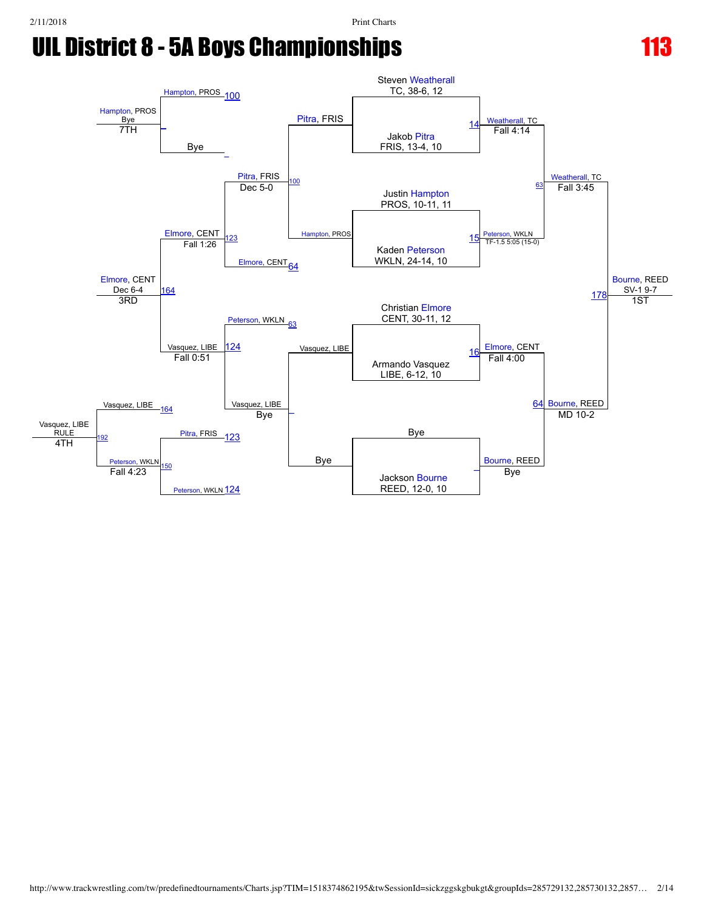# UIL District 8 - 5A Boys Championships

## 113

### Championship Bracket

**Quarterfinals / First Round**

- Steven Weatherall, TC, 38-6, 12 vs. Jakob Pitra, FRIS, 13-4, 10 — Weatherall, TC (Fall 4:14) [14]
- Justin Hampton, PROS, 10-11, 11 vs. Kaden Peterson, WKLN, 24-14, 10 — Peterson, WKLN (TF-1.5 5:05 (15-0)) [15]
- Christian Elmore, CENT, 30-11, 12 vs. Armando Vasquez, LIBE, 6-12, 10 — Elmore, CENT (Fall 4:00) [16]
- Bye vs. Jackson Bourne, REED, 12-0, 10 — Bourne, REED (Bye)

**Semifinals**

- Weatherall, TC vs. Peterson, WKLN — Weatherall, TC (Fall 3:45) [63]
- Elmore, CENT vs. Bourne, REED — Bourne, REED (MD 10-2) [64]

**Final**

- Weatherall, TC vs. Bourne, REED — Bourne, REED (SV-1 9-7) [178] — **1ST**

### Consolation Bracket

**First Round**

- Pitra, FRIS vs. Hampton, PROS — Pitra, FRIS [100]
- Vasquez, LIBE vs. Bye — Vasquez, LIBE (Bye)

**Second Round**

- Pitra, FRIS vs. Elmore, CENT (64) — Elmore, CENT (Fall 1:26) [123]
- Peterson, WKLN (63) vs. Vasquez, LIBE — Vasquez, LIBE (Fall 0:51) [124]

**Consolation Semifinal**

- Elmore, CENT vs. Vasquez, LIBE — Elmore, CENT (Dec 6-4) [164] — **3RD**

**Placement Matches**

- Hampton, PROS (100) vs. Bye — Hampton, PROS (Bye) — **7TH**
- Pitra, FRIS vs. Elmore, CENT — Elmore, CENT (Dec 5-0) [123]
- Pitra, FRIS (123) vs. Peterson, WKLN (124) — Peterson, WKLN (Fall 4:23) [150]
- Vasquez, LIBE (164) vs. Peterson, WKLN — Vasquez, LIBE (RULE) [192] — **4TH**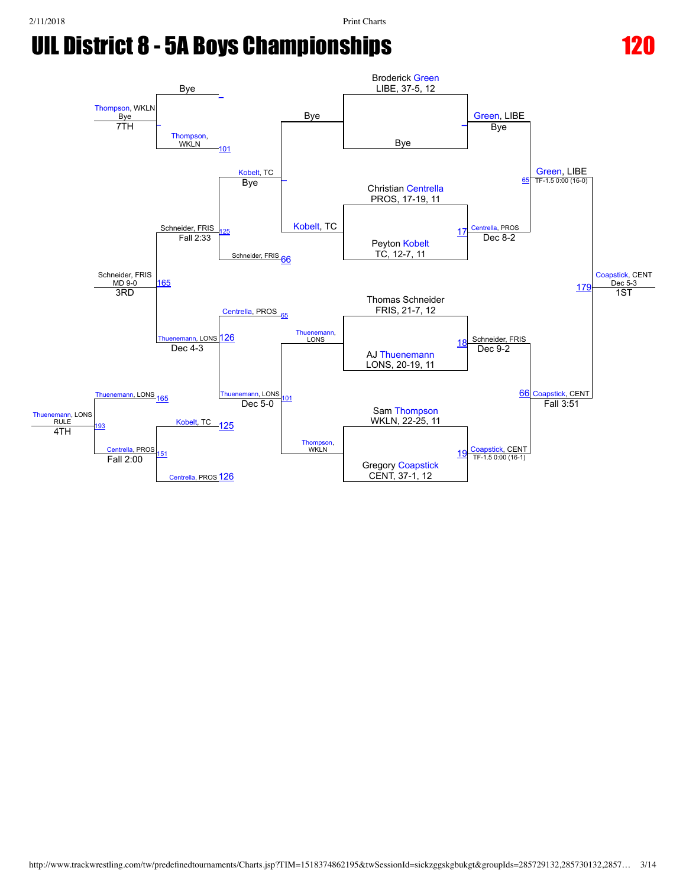# UIL District 8 - 5A Boys Championships

## 120

### Championship Bracket

**Quarterfinals**

- Broderick Green, LIBE, 37-5, 12 vs. Bye — Winner: Green, LIBE (Bye)
- Christian Centrella, PROS, 17-19, 11 vs. Peyton Kobelt, TC, 12-7, 11 — Winner: Centrella, PROS (Dec 8-2) [17]
- Thomas Schneider, FRIS, 21-7, 12 vs. AJ Thuenemann, LONS, 20-19, 11 — Winner: Schneider, FRIS (Dec 9-2) [18]
- Sam Thompson, WKLN, 22-25, 11 vs. Gregory Coapstick, CENT, 37-1, 12 — Winner: Coapstick, CENT (TF-1.5 0:00 (16-1)) [19]

**Semifinals**

- Green, LIBE vs. Centrella, PROS — Winner: Green, LIBE (TF-1.5 0:00 (16-0)) [65]
- Schneider, FRIS vs. Coapstick, CENT — Winner: Coapstick, CENT (Fall 3:51) [66]

**Final**

- Green, LIBE vs. Coapstick, CENT — Winner: Coapstick, CENT (Dec 5-3) [179] — **1ST**

### Consolation Bracket

**First Round**

- Bye vs. Kobelt, TC — Winner: Kobelt, TC
- Thuenemann, LONS vs. Thompson, WKLN — Winner: Thuenemann, LONS (Dec 5-0) [101]

**Second Round**

- Kobelt, TC (Bye) vs. Schneider, FRIS [66] — Winner: Schneider, FRIS (Fall 2:33) [125]
- Centrella, PROS [65] vs. Thuenemann, LONS [101] — Winner: Thuenemann, LONS (Dec 4-3) [126]

**Consolation Semifinal**

- Schneider, FRIS [125] vs. Thuenemann, LONS [126] — Winner: Schneider, FRIS (MD 9-0) [165] — **3RD**

**Loser Bracket**

- Thompson, WKLN (Bye) [101] — Thompson, WKLN (Bye) — **7TH**
- Kobelt, TC [125] vs. Centrella, PROS [126] — Winner: Centrella, PROS (Fall 2:00) [151]
- Thuenemann, LONS [165] vs. Centrella, PROS [151] — Winner: Thuenemann, LONS (RULE) [193] — **4TH**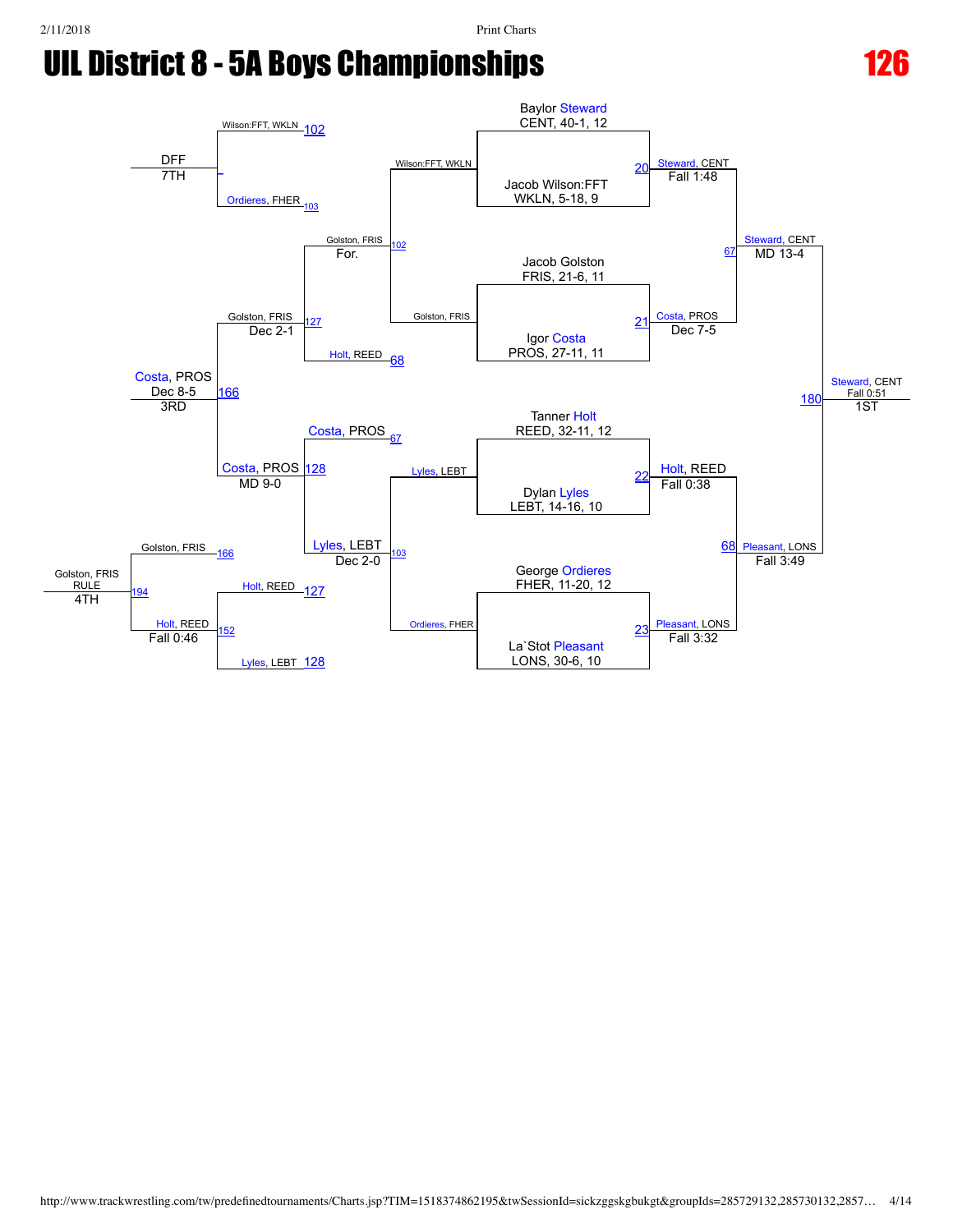# UIL District 8 - 5A Boys Championships

## 126

### Championship Bracket

**Quarterfinals**

| Match | Wrestler | Result |
|---|---|---|
| 20 | Baylor Steward, CENT, 40-1, 12 vs Jacob Wilson:FFT, WKLN, 5-18, 9 | Steward, CENT — Fall 1:48 |
| 21 | Jacob Golston, FRIS, 21-6, 11 vs Igor Costa, PROS, 27-11, 11 | Costa, PROS — Dec 7-5 |
| 22 | Tanner Holt, REED, 32-11, 12 vs Dylan Lyles, LEBT, 14-16, 10 | Holt, REED — Fall 0:38 |
| 23 | George Ordieres, FHER, 11-20, 12 vs La`Stot Pleasant, LONS, 30-6, 10 | Pleasant, LONS — Fall 3:32 |

**Semifinals**

| Match | Result |
|---|---|
| 67 | Steward, CENT — MD 13-4 |
| 68 | Pleasant, LONS — Fall 3:49 |

**Final**

| Match | Result |
|---|---|
| 180 | Steward, CENT — Fall 0:51 — 1ST |

### Consolation Bracket

| Match | Wrestlers | Result |
|---|---|---|
| 102 | Wilson:FFT, WKLN vs Golston, FRIS | Golston, FRIS — For. |
| 103 | Lyles, LEBT vs Ordieres, FHER | Lyles, LEBT — Dec 2-0 |
| 127 | Golston, FRIS vs Holt, REED | Golston, FRIS — Dec 2-1 |
| 128 | Costa, PROS vs Lyles, LEBT | Costa, PROS — MD 9-0 |
| 152 | Wilson:FFT, WKLN (102) vs Ordieres, FHER (103) | – |
| 166 | Golston, FRIS vs Costa, PROS | Costa, PROS — Dec 8-5 — 3RD |
| 194 | Golston, FRIS vs Holt, REED | Golston, FRIS — RULE — 4TH; Holt, REED — Fall 0:46 |

DFF — 7TH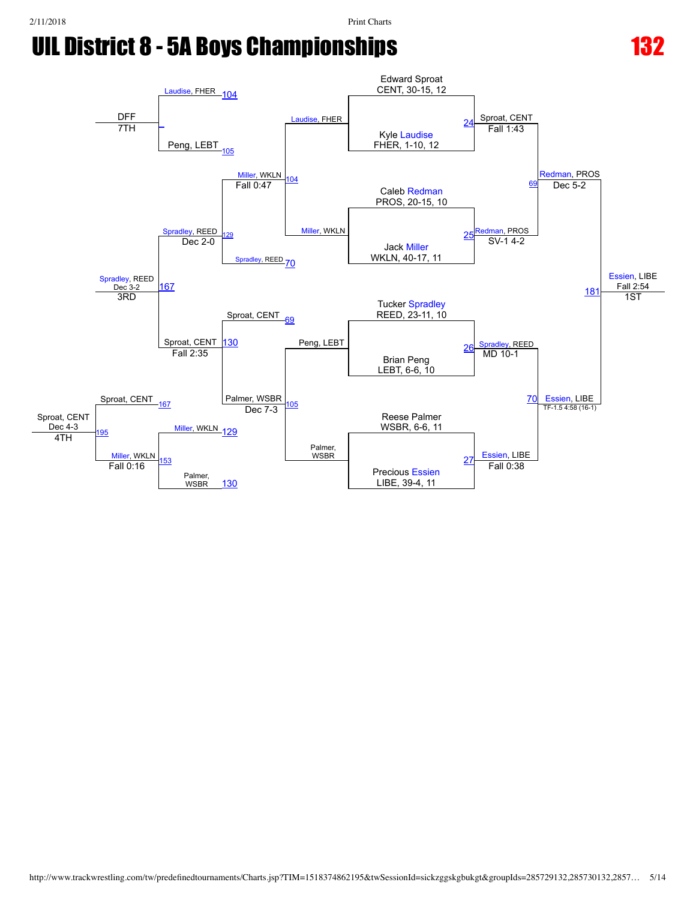# UIL District 8 - 5A Boys Championships

**132**

## Championship Bracket

### First Round

| Bout | Wrestler | Winner | Result |
| --- | --- | --- | --- |
| 24 | Edward Sproat, CENT, 30-15, 12 vs. Kyle Laudise, FHER, 1-10, 12 | Sproat, CENT | Fall 1:43 |
| 25 | Caleb Redman, PROS, 20-15, 10 vs. Jack Miller, WKLN, 40-17, 11 | Redman, PROS | SV-1 4-2 |
| 26 | Tucker Spradley, REED, 23-11, 10 vs. Brian Peng, LEBT, 6-6, 10 | Spradley, REED | MD 10-1 |
| 27 | Reese Palmer, WSBR, 6-6, 11 vs. Precious Essien, LIBE, 39-4, 11 | Essien, LIBE | Fall 0:38 |

### Semifinals

| Bout | Wrestlers | Winner | Result |
| --- | --- | --- | --- |
| 69 | Sproat, CENT vs. Redman, PROS | Redman, PROS | Dec 5-2 |
| 70 | Spradley, REED vs. Essien, LIBE | Essien, LIBE | TF-1.5 4:58 (16-1) |

### Final

| Bout | Wrestlers | Winner | Result | Place |
| --- | --- | --- | --- | --- |
| 181 | Redman, PROS vs. Essien, LIBE | Essien, LIBE | Fall 2:54 | 1ST |

## Consolation Bracket

### First Consolation Round

| Bout | Wrestlers | Winner | Result |
| --- | --- | --- | --- |
| 104 | Laudise, FHER vs. Miller, WKLN | Miller, WKLN | Fall 0:47 |
| 105 | Peng, LEBT vs. Palmer, WSBR | Palmer, WSBR | Dec 7-3 |

### Consolation Semifinals

| Bout | Wrestlers | Winner | Result |
| --- | --- | --- | --- |
| 129 | Miller, WKLN vs. Spradley, REED | Spradley, REED | Dec 2-0 |
| 130 | Sproat, CENT vs. Palmer, WSBR | Sproat, CENT | Fall 2:35 |

### Placement Matches

| Bout | Wrestlers | Winner | Result | Place |
| --- | --- | --- | --- | --- |
| 167 | Spradley, REED vs. Sproat, CENT | Spradley, REED | Dec 3-2 | 3RD |
| 153 | Miller, WKLN vs. Palmer, WSBR | Miller, WKLN | Fall 0:16 | |
| 195 | Sproat, CENT vs. Miller, WKLN | Sproat, CENT | Dec 4-3 | 4TH |
| – | Laudise, FHER vs. Peng, LEBT | DFF | | 7TH |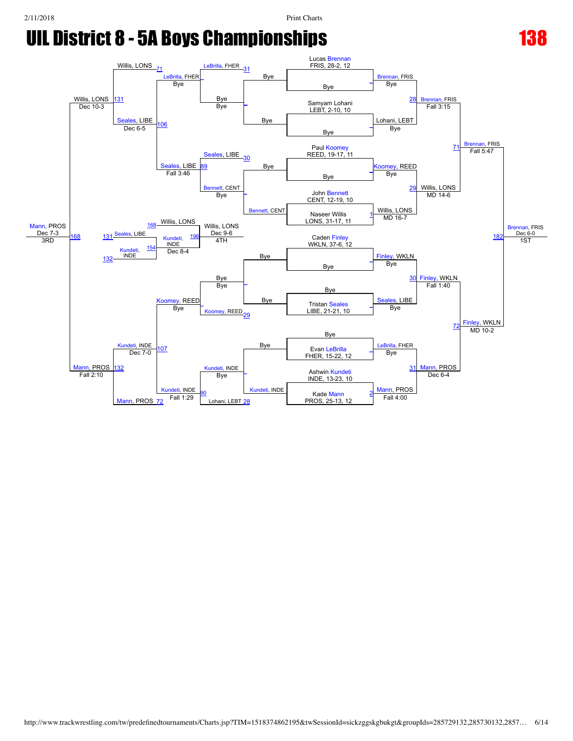# UIL District 8 - 5A Boys Championships

# 138

## Championship Bracket

### Round 1

- Lucas Brennan, FRIS, 28-2, 12 vs Bye → Brennan, FRIS (Bye)
- Samyam Lohani, LEBT, 2-10, 10 vs Bye → Lohani, LEBT (Bye)
- Paul Koomey, REED, 19-17, 11 vs Bye → Koomey, REED (Bye)
- John Bennett, CENT, 12-19, 10 vs Naseer Willis, LONS, 31-17, 11 → Willis, LONS (MD 16-7)
- Caden Finley, WKLN, 37-6, 12 vs Bye → Finley, WKLN (Bye)
- Bye vs Tristan Seales, LIBE, 21-21, 10 → Seales, LIBE (Bye)
- Bye vs Evan LeBrilla, FHER, 15-22, 12 → LeBrilla, FHER (Bye)
- Ashwin Kundeti, INDE, 13-23, 10 vs Kade Mann, PROS, 25-13, 12 → Mann, PROS (Fall 4:00)

### Quarterfinals

- Brennan, FRIS vs Lohani, LEBT → Brennan, FRIS (Fall 3:15)
- Koomey, REED vs Willis, LONS → Willis, LONS (MD 14-6)
- Finley, WKLN vs Seales, LIBE → Finley, WKLN (Fall 1:40)
- LeBrilla, FHER vs Mann, PROS → Mann, PROS (Dec 6-4)

### Semifinals

- Brennan, FRIS vs Willis, LONS → Brennan, FRIS (Fall 5:47)
- Finley, WKLN vs Mann, PROS → Finley, WKLN (MD 10-2)

### Final

- Brennan, FRIS vs Finley, WKLN → **Brennan, FRIS (Dec 6-0) — 1ST**

## Consolation Bracket

### Consolation Round 1

- Bye vs Lohani, LEBT → Bye
- Bye vs Bennett, CENT → Bennett, CENT
- Bye vs Bye → Bye
- Bye vs Kundeti, INDE → Kundeti, INDE

### Consolation Round 2

- LeBrilla, FHER vs Bye → LeBrilla, FHER (Bye)
- Seales, LIBE vs Bennett, CENT → Seales, LIBE (Bye)
- Bye vs Koomey, REED → Koomey, REED (Bye)
- Kundeti, INDE vs Lohani, LEBT → Kundeti, INDE (Bye)

### Consolation Round 3

- LeBrilla, FHER vs Seales, LIBE → Seales, LIBE (Fall 3:46)
- Koomey, REED vs Kundeti, INDE → Kundeti, INDE (Fall 1:29)

### Consolation Round 4

- Willis, LONS vs Seales, LIBE → Seales, LIBE (Dec 6-5)
- Kundeti, INDE vs Mann, PROS → Kundeti, INDE (Dec 7-0)

### Consolation Semifinals

- Willis, LONS vs Seales, LIBE → Willis, LONS (Dec 10-3)
- Kundeti, INDE vs Mann, PROS → Mann, PROS (Fall 2:10)

### 3rd Place

- Willis, LONS vs Mann, PROS → **Mann, PROS (Dec 7-3) — 3RD**

### 5th Place

- Seales, LIBE vs Kundeti, INDE → Kundeti, INDE (Dec 8-4)
- Willis, LONS → Willis, LONS (Dec 9-6) — 4TH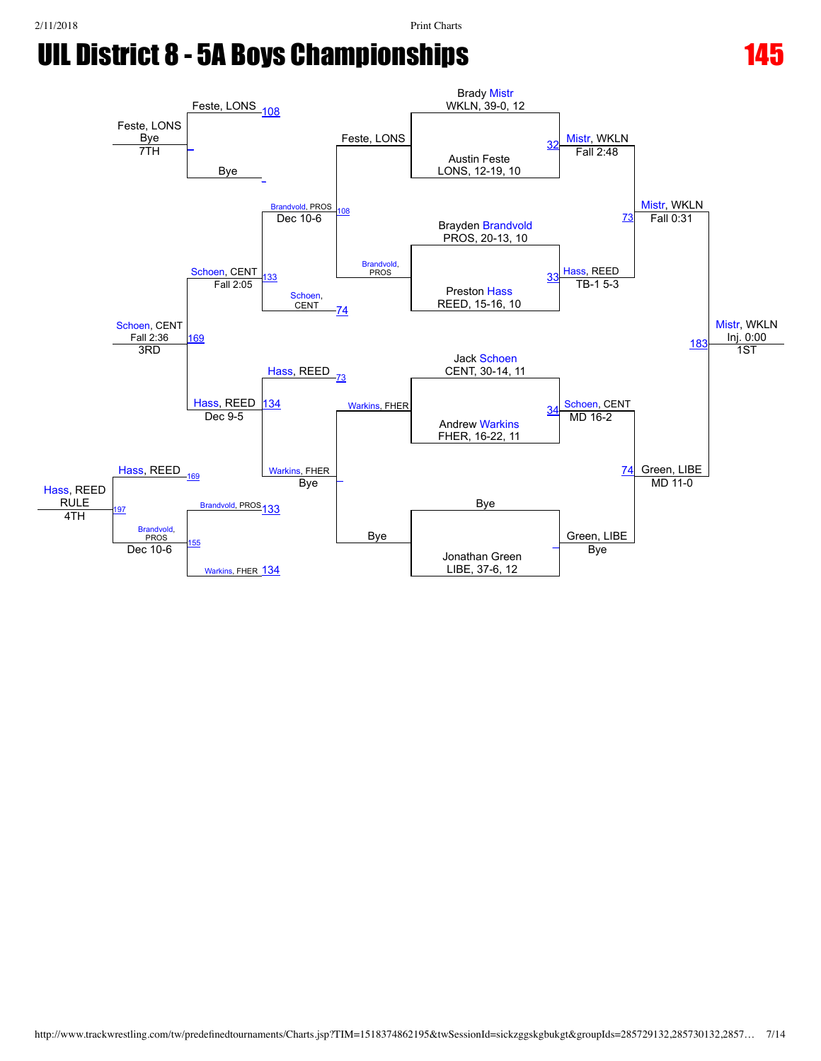# UIL District 8 - 5A Boys Championships

## 145

### Championship Bracket

**First Round**

- Brady Mistr, WKLN, 39-0, 12 vs. Austin Feste, LONS, 12-19, 10 — Mistr, WKLN, Fall 2:48 (32)
- Brayden Brandvold, PROS, 20-13, 10 vs. Preston Hass, REED, 15-16, 10 — Hass, REED, TB-1 5-3 (33)
- Jack Schoen, CENT, 30-14, 11 vs. Andrew Warkins, FHER, 16-22, 11 — Schoen, CENT, MD 16-2 (34)
- Bye vs. Jonathan Green, LIBE, 37-6, 12 — Green, LIBE, Bye

**Semifinals**

- Mistr, WKLN vs. Hass, REED — Mistr, WKLN, Fall 0:31 (73)
- Schoen, CENT vs. Green, LIBE — Green, LIBE, MD 11-0 (74)

**Final**

- Mistr, WKLN vs. Green, LIBE — Mistr, WKLN, Inj. 0:00 (183) — 1ST

### Consolation Bracket

**Consolation Round 1**

- Feste, LONS vs. Brandvold, PROS — Brandvold, PROS, Dec 10-6 (108)
- Warkins, FHER vs. Bye — Warkins, FHER, Bye

**Consolation Round 2**

- Brandvold, PROS vs. Schoen, CENT (74) — Schoen, CENT, Fall 2:05 (133)
- Hass, REED (73) vs. Warkins, FHER — Hass, REED, Dec 9-5 (134)

**7th Place**

- Feste, LONS (108) vs. Bye — Feste, LONS, Bye — 7TH

**3rd Place**

- Schoen, CENT vs. Hass, REED — Schoen, CENT, Fall 2:36 (169) — 3RD

**5th Place**

- Brandvold, PROS (133) vs. Warkins, FHER (134) — Brandvold, PROS, Dec 10-6 (155)

**Rule / 4th Place**

- Hass, REED (169) vs. Brandvold, PROS — Hass, REED, RULE (197) — 4TH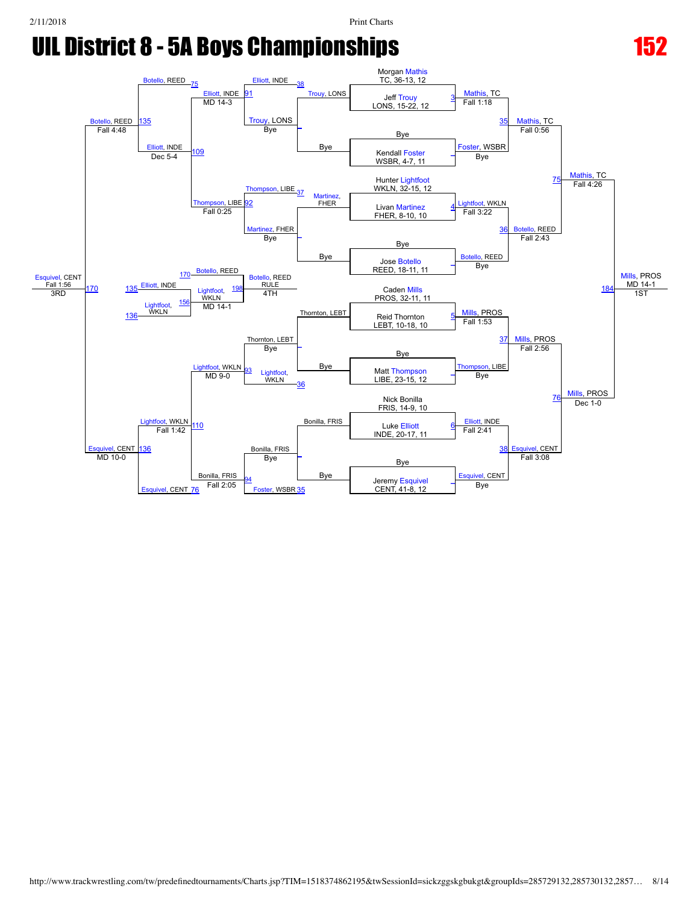# UIL District 8 - 5A Boys Championships

# 152

## Championship Bracket

**Seeds / Entrants:**
- Morgan Mathis, TC, 36-13, 12
- Jeff Trouy, LONS, 15-22, 12
- Bye
- Kendall Foster, WSBR, 4-7, 11
- Hunter Lightfoot, WKLN, 32-15, 12
- Livan Martinez, FHER, 8-10, 10
- Bye
- Jose Botello, REED, 18-11, 11
- Caden Mills, PROS, 32-11, 11
- Reid Thornton, LEBT, 10-18, 10
- Bye
- Matt Thompson, LIBE, 23-15, 12
- Nick Bonilla, FRIS, 14-9, 10
- Luke Elliott, INDE, 20-17, 11
- Bye
- Jeremy Esquivel, CENT, 41-8, 12

**First Round:**
- 3: Mathis, TC — Fall 1:18
- –: Foster, WSBR — Bye
- 4: Lightfoot, WKLN — Fall 3:22
- –: Botello, REED — Bye
- 5: Mills, PROS — Fall 1:53
- –: Thompson, LIBE — Bye
- 6: Elliott, INDE — Fall 2:41
- –: Esquivel, CENT — Bye

**Quarterfinals:**
- 35: Mathis, TC — Fall 0:56
- 36: Botello, REED — Fall 2:43
- 37: Mills, PROS — Fall 2:56
- 38: Esquivel, CENT — Fall 3:08

**Semifinals:**
- 75: Mathis, TC — Fall 4:26
- 76: Mills, PROS — Dec 1-0

**Final:**
- 184: Mills, PROS — MD 14-1 — 1ST

## Consolation Bracket

**Consolation First Round:**
- 37: Martinez, FHER (Thompson, LIBE)
- –: Trouy, LONS (Bye)
- –: Thornton, LEBT (Bye)
- –: Bonilla, FRIS (Bye)

**Consolation Second Round:**
- 38: Elliott, INDE (Trouy, LONS)
- –: Trouy, LONS — Bye
- –: Martinez, FHER — Bye
- 36: Lightfoot, WKLN (Thornton, LEBT)
- –: Thornton, LEBT — Bye
- –: Bonilla, FRIS — Bye
- 35: Foster, WSBR

**Consolation Round:**
- 91: Elliott, INDE — MD 14-3
- 92: Thompson, LIBE — Fall 0:25
- 93: Lightfoot, WKLN — MD 9-0
- 94: Bonilla, FRIS — Fall 2:05

**Consolation Quarterfinals:**
- 75: Botello, REED
- 109: Elliott, INDE — Dec 5-4
- 110: Lightfoot, WKLN — Fall 1:42
- 76: Esquivel, CENT

**Consolation Semifinals:**
- 135: Botello, REED — Fall 4:48
- 136: Esquivel, CENT — MD 10-0

**3rd Place:**
- 170: Esquivel, CENT — Fall 1:56 — 3RD

**5th Place / 4th Place:**
- 170: Botello, REED
- 135: Elliott, INDE
- 136: Lightfoot, WKLN
- 156: Lightfoot, WKLN — MD 14-1
- 198: Botello, REED — RULE — 4TH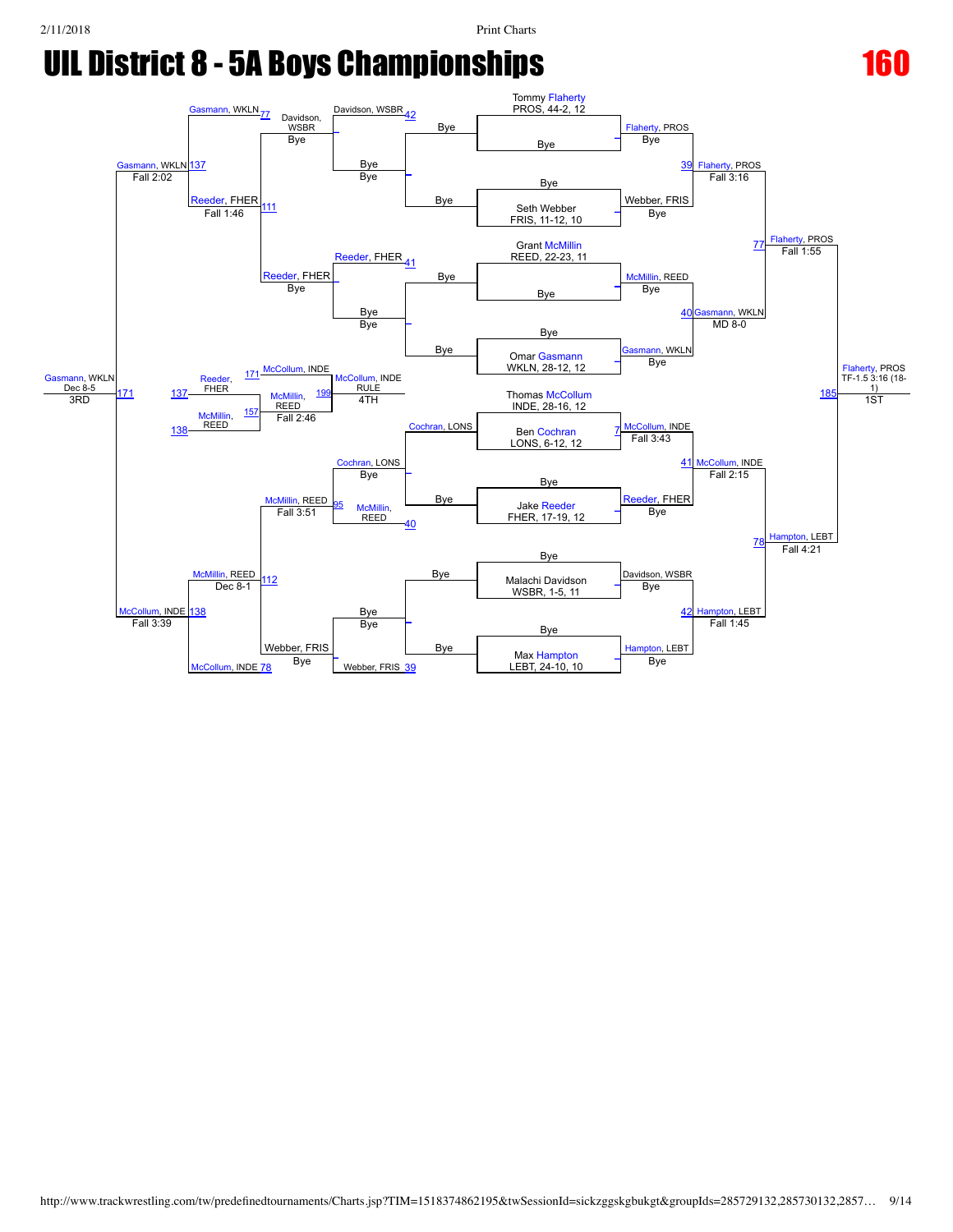# UIL District 8 - 5A Boys Championships

**160**

## Championship Bracket

| Wrestler |
|---|
| Tommy Flaherty, PROS, 44-2, 12 |
| Bye |
| Bye |
| Seth Webber, FRIS, 11-12, 10 |
| Grant McMillin, REED, 22-23, 11 |
| Bye |
| Bye |
| Omar Gasmann, WKLN, 28-12, 12 |
| Thomas McCollum, INDE, 28-16, 12 |
| Ben Cochran, LONS, 6-12, 12 |
| Bye |
| Jake Reeder, FHER, 17-19, 12 |
| Bye |
| Malachi Davidson, WSBR, 1-5, 11 |
| Bye |
| Max Hampton, LEBT, 24-10, 10 |

| Round | Bout | Winner | Result |
|---|---|---|---|
| 1st Round | – | Flaherty, PROS | Bye |
| 1st Round | – | Webber, FRIS | Bye |
| 1st Round | – | McMillin, REED | Bye |
| 1st Round | – | Gasmann, WKLN | Bye |
| 1st Round | 7 | McCollum, INDE | Fall 3:43 |
| 1st Round | – | Reeder, FHER | Bye |
| 1st Round | – | Davidson, WSBR | Bye |
| 1st Round | – | Hampton, LEBT | Bye |
| Quarterfinals | 39 | Flaherty, PROS | Fall 3:16 |
| Quarterfinals | 40 | Gasmann, WKLN | MD 8-0 |
| Quarterfinals | 41 | McCollum, INDE | Fall 2:15 |
| Quarterfinals | 42 | Hampton, LEBT | Fall 1:45 |
| Semifinals | 77 | Flaherty, PROS | Fall 1:55 |
| Semifinals | 78 | Hampton, LEBT | Fall 4:21 |
| 1st Place | 185 | Flaherty, PROS | TF-1.5 3:16 (18-1) |

**1ST:** Flaherty, PROS

## Consolation Bracket

| Round | Bout | Winner | Result |
|---|---|---|---|
| Cons. Round 1 | – | Bye | Bye |
| Cons. Round 1 | – | Bye | Bye |
| Cons. Round 1 | – | Cochran, LONS | Bye |
| Cons. Round 1 | – | Bye | Bye |
| Cons. Round 2 | 42 | Davidson, WSBR | Bye |
| Cons. Round 2 | 41 | Reeder, FHER | Bye |
| Cons. Round 2 | 40 | McMillin, REED | |
| Cons. Round 2 | 39 | Webber, FRIS | |
| Cons. Round 3 | – | Davidson, WSBR | Bye |
| Cons. Round 3 | – | Reeder, FHER | Bye |
| Cons. Round 3 | 95 | McMillin, REED | Fall 3:51 |
| Cons. Round 3 | – | Webber, FRIS | Bye |
| Cons. Quarters | 77 | Gasmann, WKLN | |
| Cons. Quarters | 111 | Reeder, FHER | Fall 1:46 |
| Cons. Quarters | 112 | McMillin, REED | Dec 8-1 |
| Cons. Quarters | 78 | McCollum, INDE | |
| Cons. Semis | 137 | Gasmann, WKLN | Fall 2:02 |
| Cons. Semis | 138 | McCollum, INDE | Fall 3:39 |
| 3rd Place | 171 | Gasmann, WKLN | Dec 8-5 |
| 5th Place | 137 / 138 | Reeder, FHER / McMillin, REED | |
| 5th Place | 157 | McMillin, REED | |
| 5th Place | 171 | McCollum, INDE | |
| 5th Place | 199 | McCollum, INDE | RULE |

**3RD:** Gasmann, WKLN

**4TH:** McCollum, INDE (McMillin, REED — Fall 2:46)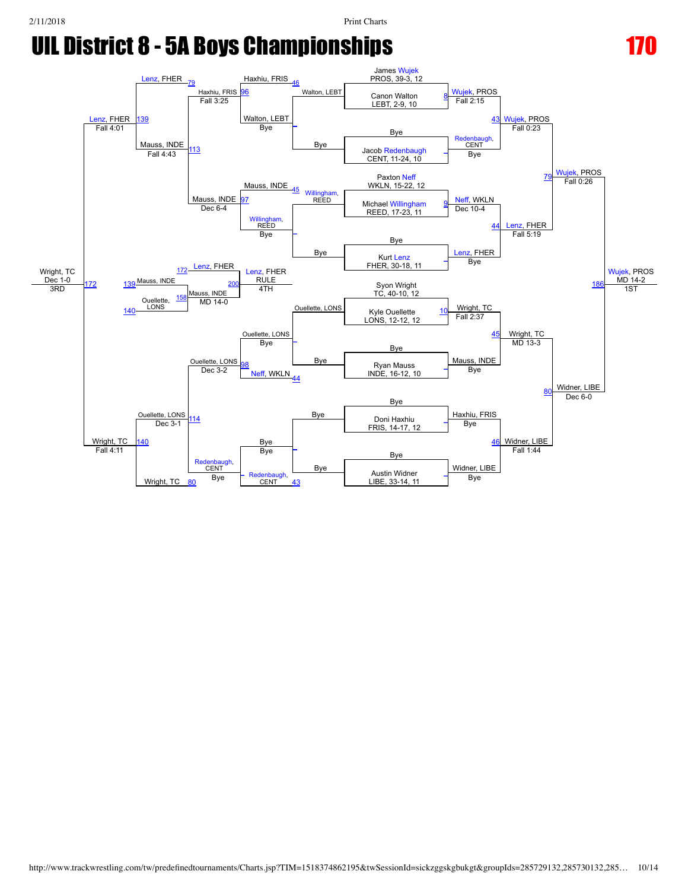# UIL District 8 - 5A Boys Championships

## 170

### Championship Bracket

**First Round / Seeding**

| Bout | Wrestler 1 | Wrestler 2 | Winner | Result |
|---|---|---|---|---|
| 8 | James Wujek, PROS, 39-3, 12 | Canon Walton, LEBT, 2-9, 10 | Wujek, PROS | Fall 2:15 |
| – | Bye | Jacob Redenbaugh, CENT, 11-24, 10 | Redenbaugh, CENT | Bye |
| 9 | Paxton Neff, WKLN, 15-22, 12 | Michael Willingham, REED, 17-23, 11 | Neff, WKLN | Dec 10-4 |
| – | Bye | Kurt Lenz, FHER, 30-18, 11 | Lenz, FHER | Bye |
| 10 | Syon Wright, TC, 40-10, 12 | Kyle Ouellette, LONS, 12-12, 12 | Wright, TC | Fall 2:37 |
| – | Bye | Ryan Mauss, INDE, 16-12, 10 | Mauss, INDE | Bye |
| – | Bye | Doni Haxhiu, FRIS, 14-17, 12 | Haxhiu, FRIS | Bye |
| – | Bye | Austin Widner, LIBE, 33-14, 11 | Widner, LIBE | Bye |

**Semifinals**

| Bout | Winner | Result |
|---|---|---|
| 43 | Wujek, PROS | Fall 0:23 |
| 44 | Lenz, FHER | Fall 5:19 |
| 45 | Wright, TC | MD 13-3 |
| 46 | Widner, LIBE | Fall 1:44 |

**Finals**

| Bout | Winner | Result |
|---|---|---|
| 79 | Wujek, PROS | Fall 0:26 |
| 80 | Widner, LIBE | Dec 6-0 |
| 186 | Wujek, PROS | MD 14-2 — 1ST |

### Consolation Bracket

| Bout | Wrestler 1 | Wrestler 2 | Winner | Result |
|---|---|---|---|---|
| 46 | Haxhiu, FRIS | Walton, LEBT | Walton, LEBT | Bye |
| – | Bye | Bye | – | – |
| 45 | Mauss, INDE | Willingham, REED | Willingham, REED | Bye |
| – | Bye | – | – | – |
| – | Ouellette, LONS | Bye | Ouellette, LONS | Bye |
| 44 | Neff, WKLN | Bye | – | – |
| – | Bye | Bye | Bye | Bye |
| 43 | Redenbaugh, CENT | Bye | Redenbaugh, CENT | Bye |
| 96 | Haxhiu, FRIS | Walton, LEBT | Haxhiu, FRIS | Fall 3:25 |
| 97 | Mauss, INDE | Willingham, REED | Mauss, INDE | Dec 6-4 |
| 98 | Ouellette, LONS | Neff, WKLN | Ouellette, LONS | Dec 3-2 |
| – | Bye | Redenbaugh, CENT | Redenbaugh, CENT | Bye |
| 79 | Lenz, FHER | Haxhiu, FRIS | Lenz, FHER | – |
| 113 | Mauss, INDE | Haxhiu, FRIS | Mauss, INDE | Fall 4:43 |
| 80 | Wright, TC | Redenbaugh, CENT | Wright, TC | – |
| 114 | Ouellette, LONS | Redenbaugh, CENT | Ouellette, LONS | Dec 3-1 |
| 139 | Lenz, FHER | Mauss, INDE | Lenz, FHER | Fall 4:01 |
| 140 | Wright, TC | Ouellette, LONS | Wright, TC | Fall 4:11 |
| 172 | Wright, TC | Lenz, FHER | Wright, TC | Dec 1-0 — 3RD |
| 158 | Mauss, INDE | Ouellette, LONS | Mauss, INDE | MD 14-0 |
| 200 | Lenz, FHER | Mauss, INDE | Lenz, FHER | RULE — 4TH |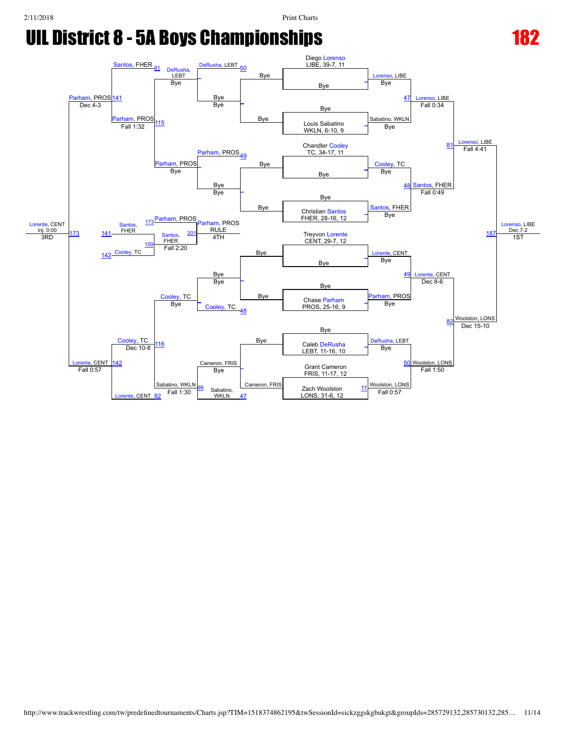# UIL District 8 - 5A Boys Championships

## 182

### Championship Bracket

**Seeds / First Round**

- Diego Lorenso, LIBE, 39-7, 11 — Bye
- Louis Sabatino, WKLN, 6-10, 9 — Bye
- Chandler Cooley, TC, 34-17, 11 — Bye
- Christian Santos, FHER, 28-16, 12 — Bye
- Treyvon Lorente, CENT, 29-7, 12 — Bye
- Chase Parham, PROS, 25-16, 9 — Bye
- Caleb DeRusha, LEBT, 11-16, 10 — Bye
- Grant Cameron, FRIS, 11-17, 12 vs Zach Woolston, LONS, 31-6, 12 — Woolston, LONS, Fall 0:57 (Match 11)

**Quarterfinals**

- Match 47: Lorenso, LIBE over Sabatino, WKLN — Fall 0:34
- Match 48: Santos, FHER over Cooley, TC — Fall 0:49
- Match 49: Lorente, CENT over Parham, PROS — Dec 8-6
- Match 50: Woolston, LONS over DeRusha, LEBT — Fall 1:50

**Semifinals**

- Match 81: Lorenso, LIBE over Santos, FHER — Fall 4:41
- Match 82: Woolston, LONS over Lorente, CENT — Dec 15-10

**Final**

- Match 187: Lorenso, LIBE — Dec 7-2 — 1ST

### Consolation Bracket

- Match 50: DeRusha, LEBT — Bye
- Match 49: Parham, PROS — Bye
- Match 48: Cooley, TC — Bye
- Match 47: Cameron, FRIS vs Sabatino, WKLN — Sabatino, WKLN
- Match 81: Santos, FHER vs DeRusha, LEBT — DeRusha, LEBT, Bye
- Match 115: Parham, PROS — Fall 1:32 (Parham, PROS, Bye)
- Match 82: Lorente, CENT
- Match 99: Sabatino, WKLN — Fall 1:30 (Cameron, FRIS, Bye)
- Match 116: Cooley, TC — Dec 10-8 (Cooley, TC, Bye)
- Match 141: Parham, PROS — Dec 4-3 (Santos, FHER)
- Match 142: Lorente, CENT — Fall 0:57 (Cooley, TC)
- Match 173: Lorente, CENT — Inj. 0:00 — 3RD
- Match 173: Parham, PROS
- Match 159: Santos, FHER — Fall 2:20
- Match 201: Parham, PROS — RULE — 4TH (Santos, FHER)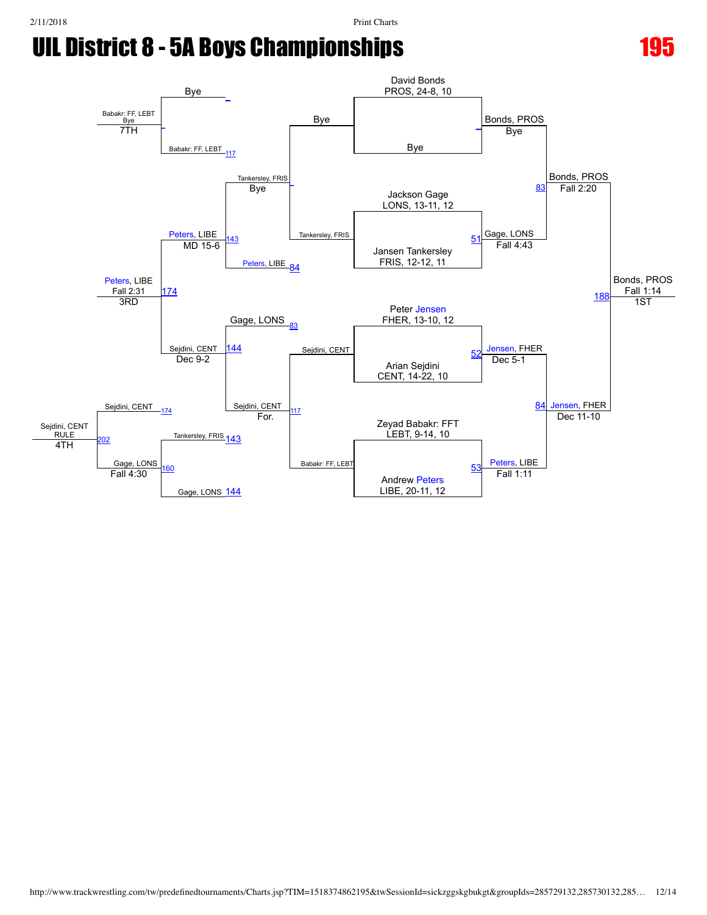# UIL District 8 - 5A Boys Championships

**195**

## Championship Bracket

**Quarterfinals**

- David Bonds, PROS, 24-8, 10 vs Bye → Bonds, PROS — Bye
- Jackson Gage, LONS, 13-11, 12 vs Jansen Tankersley, FRIS, 12-12, 11 → Gage, LONS — Fall 4:43 (51)
- Peter Jensen, FHER, 13-10, 12 vs Arian Sejdini, CENT, 14-22, 10 → Jensen, FHER — Dec 5-1 (52)
- Zeyad Babakr: FFT, LEBT, 9-14, 10 vs Andrew Peters, LIBE, 20-11, 12 → Peters, LIBE — Fall 1:11 (53)

**Semifinals**

- Bonds, PROS vs Gage, LONS → Bonds, PROS — Fall 2:20 (83)
- Jensen, FHER vs Peters, LIBE → Jensen, FHER — Dec 11-10 (84)

**Final**

- Bonds, PROS vs Jensen, FHER → Bonds, PROS — Fall 1:14 (188) — 1ST

## Consolation Bracket

- Bye vs Babakr: FF, LEBT (117) → Babakr: FF, LEBT — Bye
- Bye vs Tankersley, FRIS → Tankersley, FRIS — Bye
- Sejdini, CENT vs Babakr: FF, LEBT → Sejdini, CENT — For. (117)
- Tankersley, FRIS vs Peters, LIBE (84) → Peters, LIBE — MD 15-6 (143)
- Gage, LONS (83) vs Sejdini, CENT → Sejdini, CENT — Dec 9-2 (144)
- Babakr: FF, LEBT vs Bye → Babakr: FF, LEBT — 7TH
- Peters, LIBE vs Sejdini, CENT → Peters, LIBE — Fall 2:31 (174) — 3RD
- Tankersley, FRIS (143) vs Gage, LONS (144) → Gage, LONS — Fall 4:30 (160)
- Sejdini, CENT (174) vs Gage, LONS → Sejdini, CENT — RULE (202) — 4TH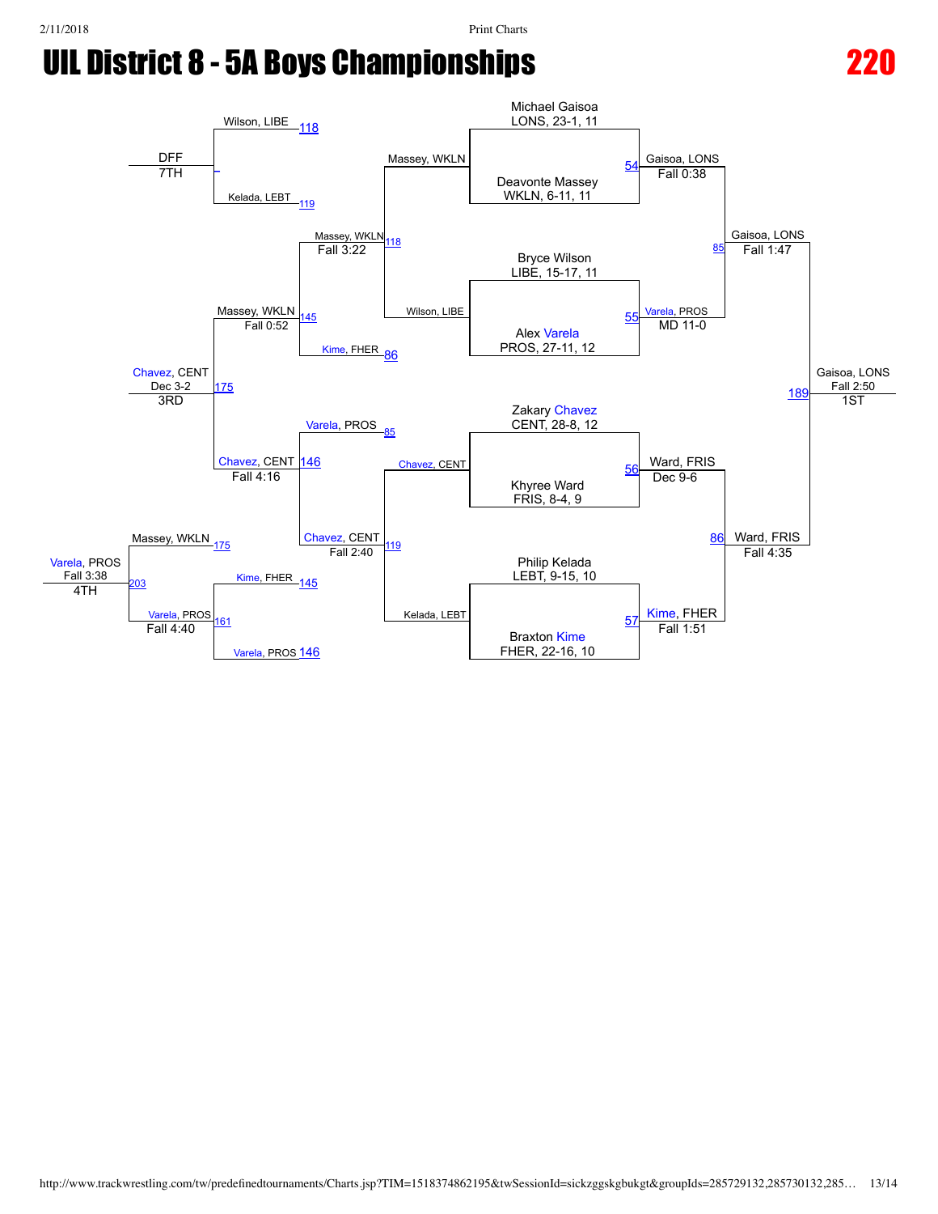# UIL District 8 - 5A Boys Championships

## 220

### Championship Bracket

**Quarterfinals / Semifinals / Final**

- Michael Gaisoa, LONS, 23-1, 11 vs. Deavonte Massey, WKLN, 6-11, 11 — Match 54: Gaisoa, LONS, Fall 0:38
- Bryce Wilson, LIBE, 15-17, 11 vs. Alex Varela, PROS, 27-11, 12 — Match 55: Varela, PROS, MD 11-0
- Zakary Chavez, CENT, 28-8, 12 vs. Khyree Ward, FRIS, 8-4, 9 — Match 56: Ward, FRIS, Dec 9-6
- Philip Kelada, LEBT, 9-15, 10 vs. Braxton Kime, FHER, 22-16, 10 — Match 57: Kime, FHER, Fall 1:51
- Match 85: Gaisoa, LONS, Fall 1:47
- Match 86: Ward, FRIS, Fall 4:35
- Match 189: Gaisoa, LONS, Fall 2:50 — 1ST

### Consolation Bracket

- Match 118: Massey, WKLN vs. Wilson, LIBE — Massey, WKLN, Fall 3:22
- Match 119: Chavez, CENT vs. Kelada, LEBT — Chavez, CENT, Fall 2:40
- Match 85: Varela, PROS
- Match 86: Kime, FHER
- Match 145: Massey, WKLN vs. Kime, FHER — Massey, WKLN, Fall 0:52
- Match 146: Varela, PROS vs. Chavez, CENT — Chavez, CENT, Fall 4:16
- Match 175: Massey, WKLN vs. Chavez, CENT — Chavez, CENT, Dec 3-2 — 3RD
- Match 118: Wilson, LIBE vs. Match 119: Kelada, LEBT — DFF — 7TH
- Match 161: Kime, FHER (145) vs. Varela, PROS (146) — Varela, PROS, Fall 4:40
- Match 203: Massey, WKLN (175) vs. Varela, PROS (161) — Varela, PROS, Fall 3:38 — 4TH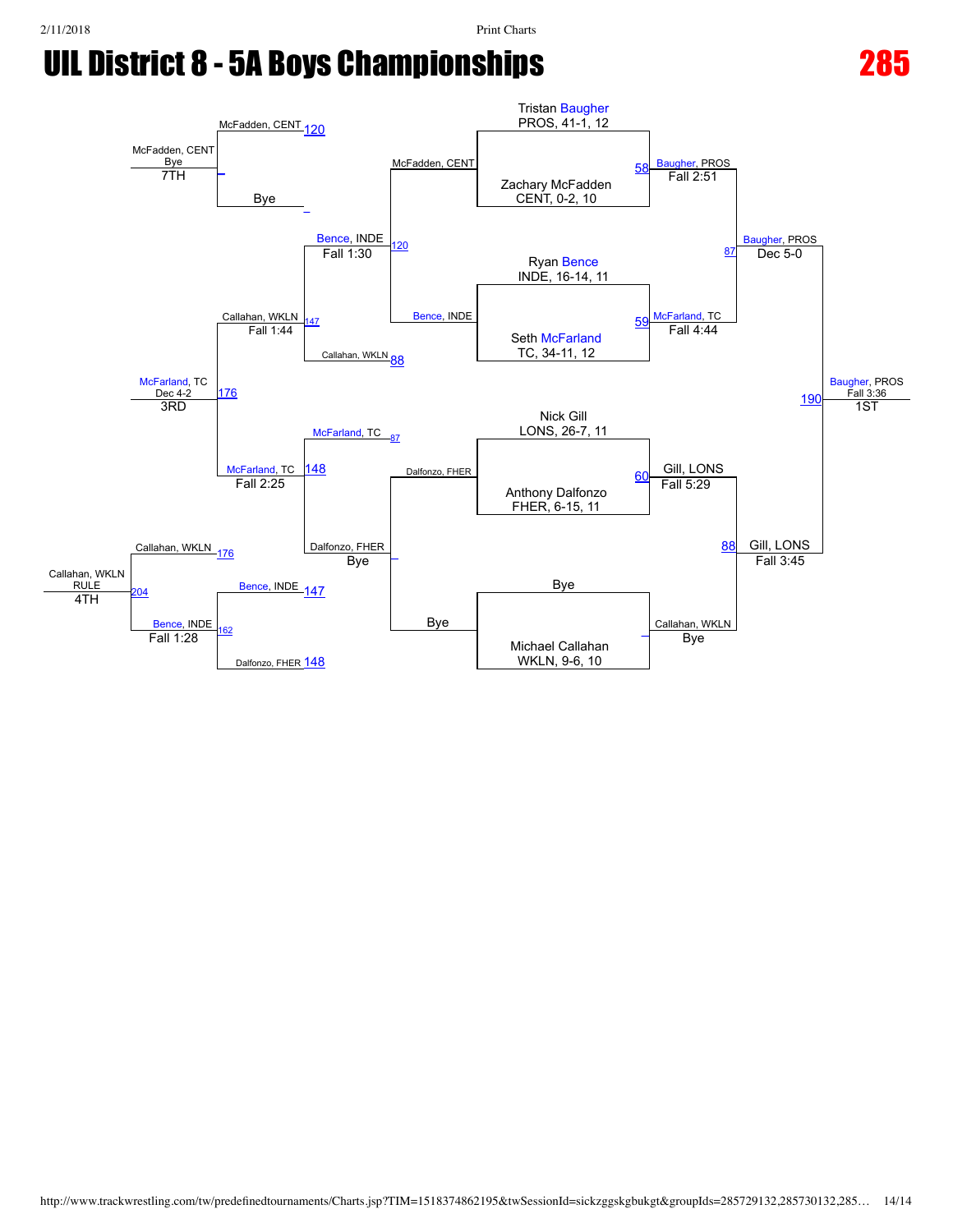# UIL District 8 - 5A Boys Championships

# 285

Tristan Baugher
PROS, 41-1, 12

Zachary McFadden
CENT, 0-2, 10

Ryan Bence
INDE, 16-14, 11

Seth McFarland
TC, 34-11, 12

Nick Gill
LONS, 26-7, 11

Anthony Dalfonzo
FHER, 6-15, 11

Bye

Michael Callahan
WKLN, 9-6, 10

McFadden, CENT
Bye

58 Baugher, PROS
Fall 2:51

Bence, INDE

59 McFarland, TC
Fall 4:44

87 Baugher, PROS
Dec 5-0

Dalfonzo, FHER

60 Gill, LONS
Fall 5:29

Bye

Callahan, WKLN
Bye

88 Gill, LONS
Fall 3:45

190 Baugher, PROS
Fall 3:36
1ST

McFadden, CENT 120

Bye

McFadden, CENT
Bye
7TH

Bence, INDE
Fall 1:30
120

Callahan, WKLN
Fall 1:44
147

Callahan, WKLN 88

McFarland, TC
Dec 4-2
3RD
176

McFarland, TC 87

McFarland, TC
Fall 2:25
148

Dalfonzo, FHER
Bye

Callahan, WKLN 176

Callahan, WKLN
RULE
4TH
204

Bence, INDE 147

Bence, INDE
Fall 1:28
162

Dalfonzo, FHER 148